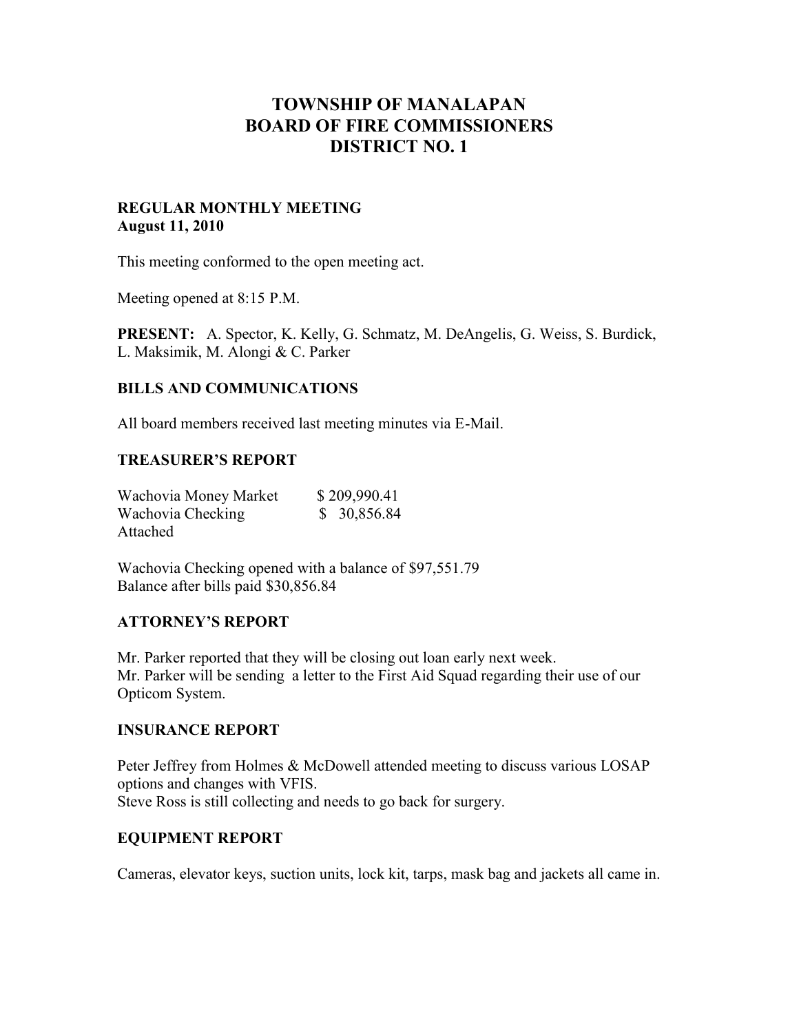# TOWNSHIP OF MANALAPAN
# BOARD OF FIRE COMMISSIONERS
# DISTRICT NO. 1

**REGULAR MONTHLY MEETING**
**August 11, 2010**

This meeting conformed to the open meeting act.

Meeting opened at 8:15 P.M.

**PRESENT:** A. Spector, K. Kelly, G. Schmatz, M. DeAngelis, G. Weiss, S. Burdick, L. Maksimik, M. Alongi & C. Parker

## BILLS AND COMMUNICATIONS

All board members received last meeting minutes via E-Mail.

## TREASURER'S REPORT

| | |
|---|---|
| Wachovia Money Market | $ 209,990.41 |
| Wachovia Checking | $ 30,856.84 |

Attached

Wachovia Checking opened with a balance of $97,551.79
Balance after bills paid $30,856.84

## ATTORNEY'S REPORT

Mr. Parker reported that they will be closing out loan early next week.
Mr. Parker will be sending a letter to the First Aid Squad regarding their use of our Opticom System.

## INSURANCE REPORT

Peter Jeffrey from Holmes & McDowell attended meeting to discuss various LOSAP options and changes with VFIS.
Steve Ross is still collecting and needs to go back for surgery.

## EQUIPMENT REPORT

Cameras, elevator keys, suction units, lock kit, tarps, mask bag and jackets all came in.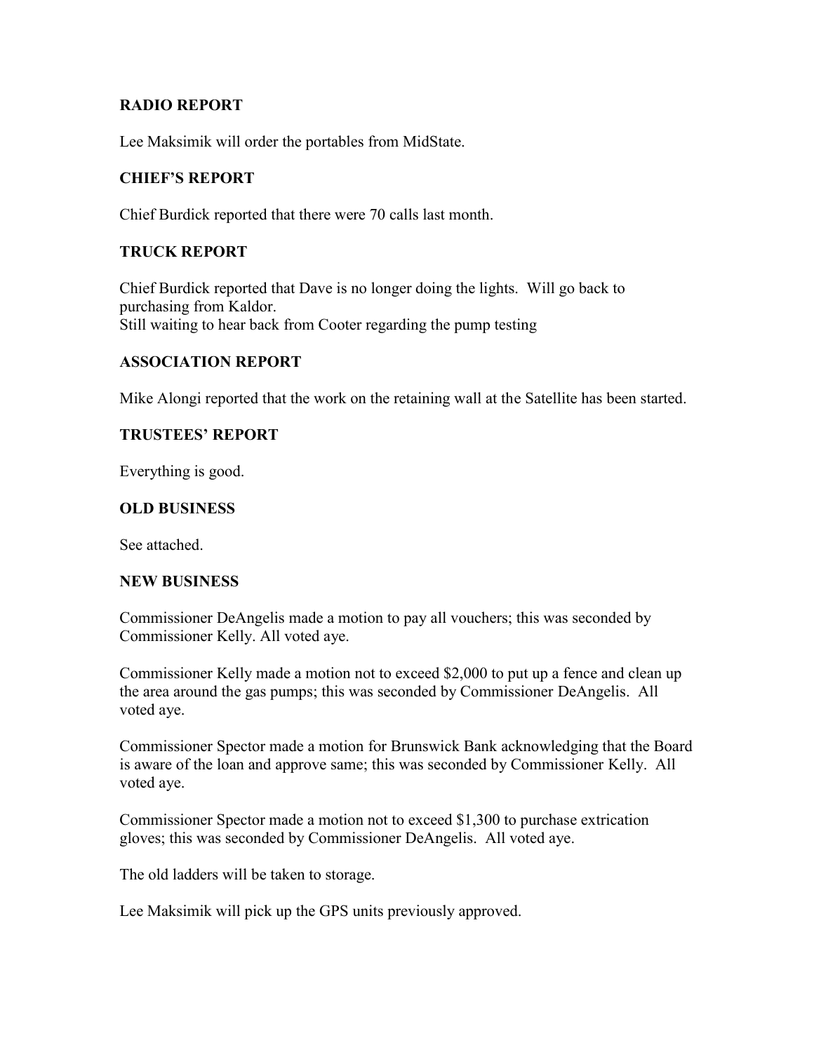## RADIO REPORT

Lee Maksimik will order the portables from MidState.

## CHIEF'S REPORT

Chief Burdick reported that there were 70 calls last month.

## TRUCK REPORT

Chief Burdick reported that Dave is no longer doing the lights. Will go back to purchasing from Kaldor.
Still waiting to hear back from Cooter regarding the pump testing

## ASSOCIATION REPORT

Mike Alongi reported that the work on the retaining wall at the Satellite has been started.

## TRUSTEES' REPORT

Everything is good.

## OLD BUSINESS

See attached.

## NEW BUSINESS

Commissioner DeAngelis made a motion to pay all vouchers; this was seconded by Commissioner Kelly. All voted aye.

Commissioner Kelly made a motion not to exceed $2,000 to put up a fence and clean up the area around the gas pumps; this was seconded by Commissioner DeAngelis. All voted aye.

Commissioner Spector made a motion for Brunswick Bank acknowledging that the Board is aware of the loan and approve same; this was seconded by Commissioner Kelly. All voted aye.

Commissioner Spector made a motion not to exceed $1,300 to purchase extrication gloves; this was seconded by Commissioner DeAngelis. All voted aye.

The old ladders will be taken to storage.

Lee Maksimik will pick up the GPS units previously approved.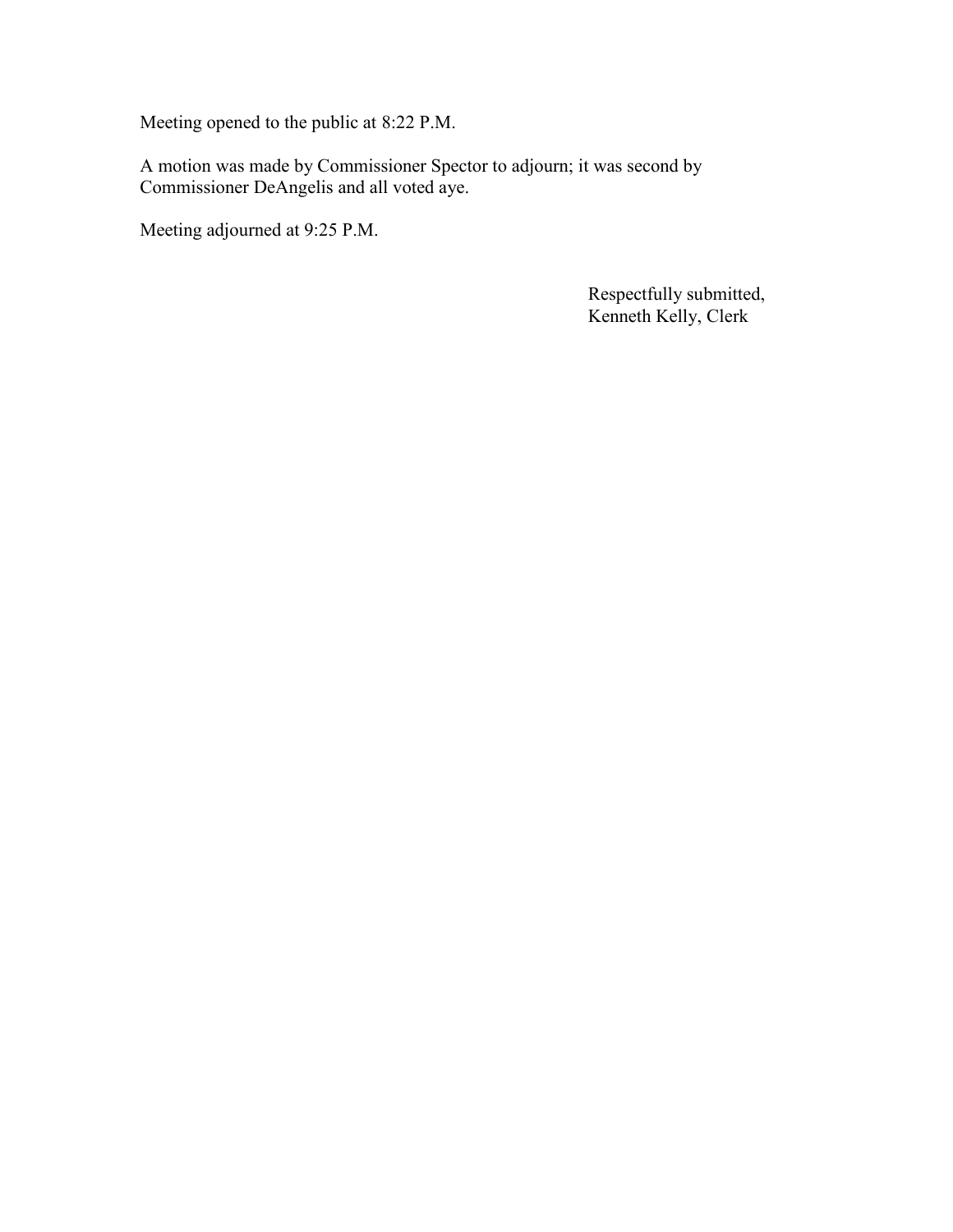Meeting opened to the public at 8:22 P.M.

A motion was made by Commissioner Spector to adjourn; it was second by Commissioner DeAngelis and all voted aye.

Meeting adjourned at 9:25 P.M.

Respectfully submitted,
Kenneth Kelly, Clerk